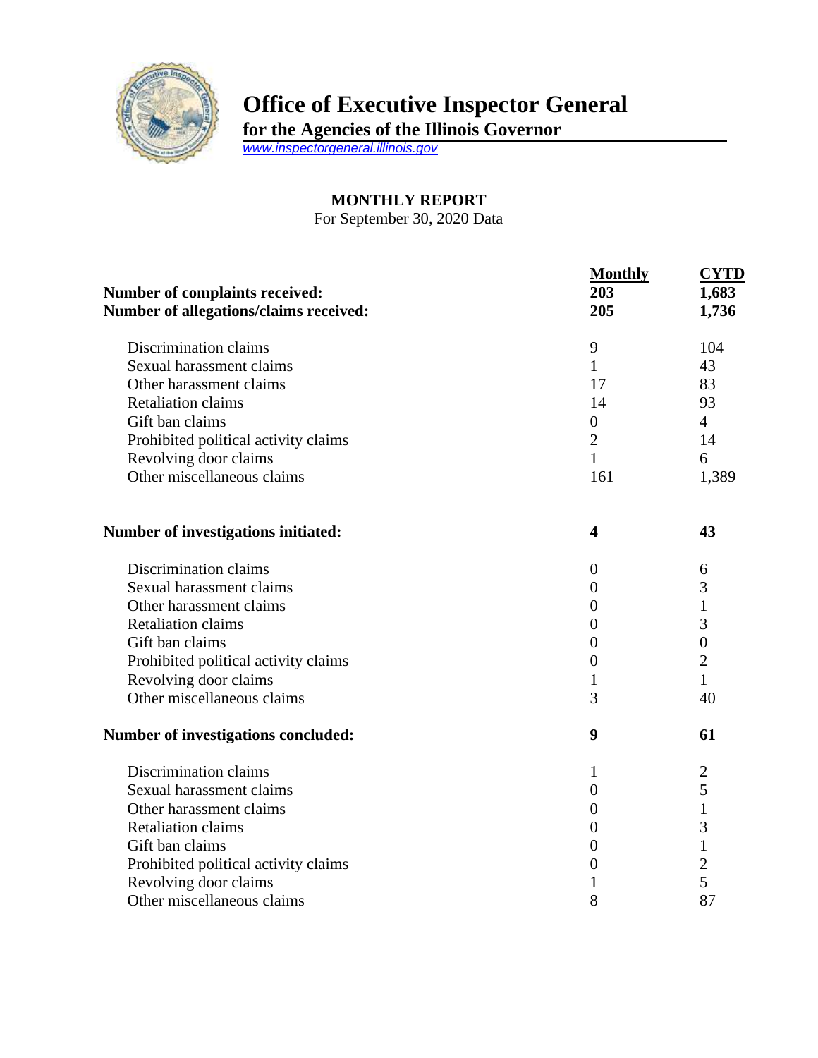# Office of Executive Inspector General

**for the Agencies of the Illinois Governor**

www.inspectorgeneral.illinois.gov

## MONTHLY REPORT

For September 30, 2020 Data

| | **Monthly** | **CYTD** |
|---|---|---|
| **Number of complaints received:** | **203** | **1,683** |
| **Number of allegations/claims received:** | **205** | **1,736** |
| Discrimination claims | 9 | 104 |
| Sexual harassment claims | 1 | 43 |
| Other harassment claims | 17 | 83 |
| Retaliation claims | 14 | 93 |
| Gift ban claims | 0 | 4 |
| Prohibited political activity claims | 2 | 14 |
| Revolving door claims | 1 | 6 |
| Other miscellaneous claims | 161 | 1,389 |
| **Number of investigations initiated:** | **4** | **43** |
| Discrimination claims | 0 | 6 |
| Sexual harassment claims | 0 | 3 |
| Other harassment claims | 0 | 1 |
| Retaliation claims | 0 | 3 |
| Gift ban claims | 0 | 0 |
| Prohibited political activity claims | 0 | 2 |
| Revolving door claims | 1 | 1 |
| Other miscellaneous claims | 3 | 40 |
| **Number of investigations concluded:** | **9** | **61** |
| Discrimination claims | 1 | 2 |
| Sexual harassment claims | 0 | 5 |
| Other harassment claims | 0 | 1 |
| Retaliation claims | 0 | 3 |
| Gift ban claims | 0 | 1 |
| Prohibited political activity claims | 0 | 2 |
| Revolving door claims | 1 | 5 |
| Other miscellaneous claims | 8 | 87 |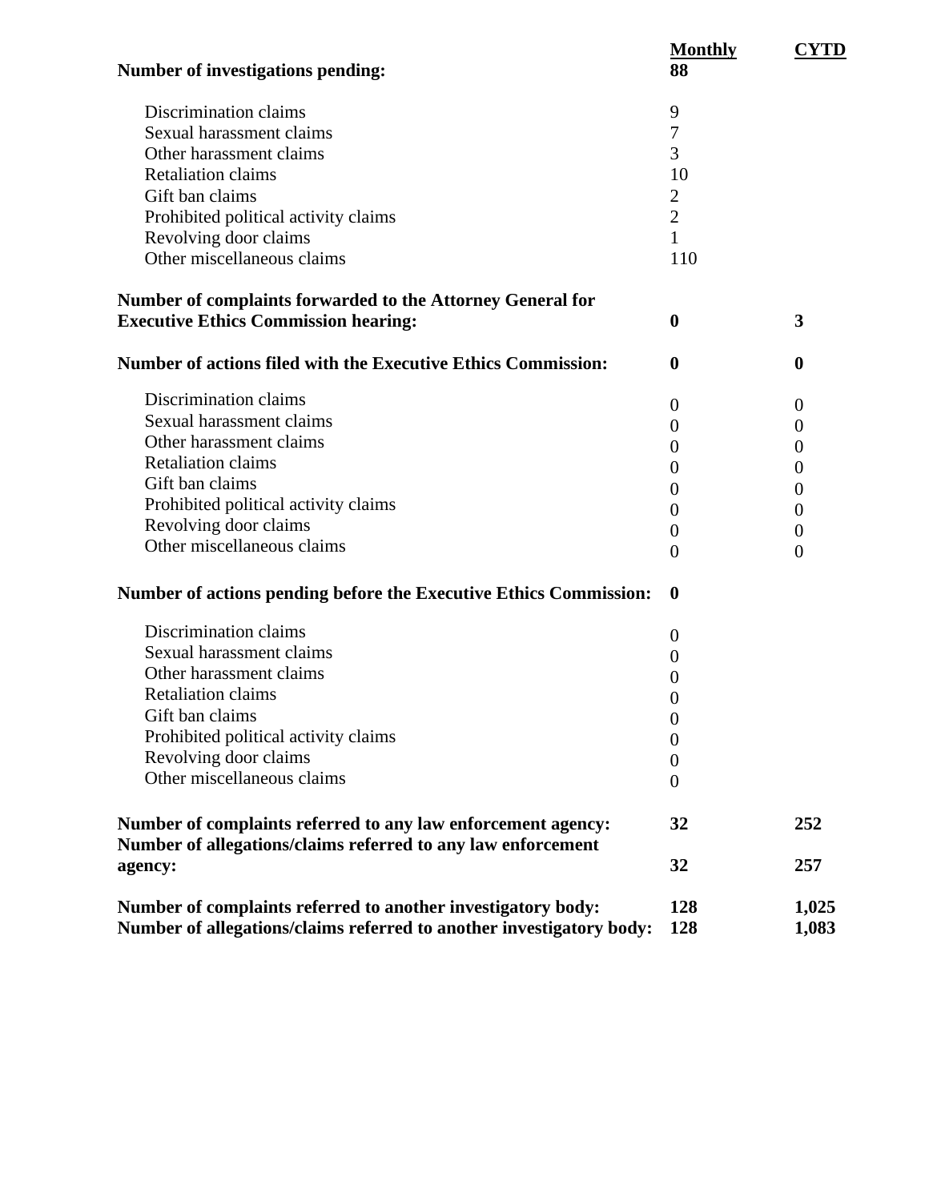| | Monthly | CYTD |
|---|---|---|
| **Number of investigations pending:** | **88** | |
| Discrimination claims | 9 | |
| Sexual harassment claims | 7 | |
| Other harassment claims | 3 | |
| Retaliation claims | 10 | |
| Gift ban claims | 2 | |
| Prohibited political activity claims | 2 | |
| Revolving door claims | 1 | |
| Other miscellaneous claims | 110 | |
| **Number of complaints forwarded to the Attorney General for Executive Ethics Commission hearing:** | **0** | **3** |
| **Number of actions filed with the Executive Ethics Commission:** | **0** | **0** |
| Discrimination claims | 0 | 0 |
| Sexual harassment claims | 0 | 0 |
| Other harassment claims | 0 | 0 |
| Retaliation claims | 0 | 0 |
| Gift ban claims | 0 | 0 |
| Prohibited political activity claims | 0 | 0 |
| Revolving door claims | 0 | 0 |
| Other miscellaneous claims | 0 | 0 |
| **Number of actions pending before the Executive Ethics Commission:** | **0** | |
| Discrimination claims | 0 | |
| Sexual harassment claims | 0 | |
| Other harassment claims | 0 | |
| Retaliation claims | 0 | |
| Gift ban claims | 0 | |
| Prohibited political activity claims | 0 | |
| Revolving door claims | 0 | |
| Other miscellaneous claims | 0 | |
| **Number of complaints referred to any law enforcement agency:** | **32** | **252** |
| **Number of allegations/claims referred to any law enforcement agency:** | **32** | **257** |
| **Number of complaints referred to another investigatory body:** | **128** | **1,025** |
| **Number of allegations/claims referred to another investigatory body:** | **128** | **1,083** |